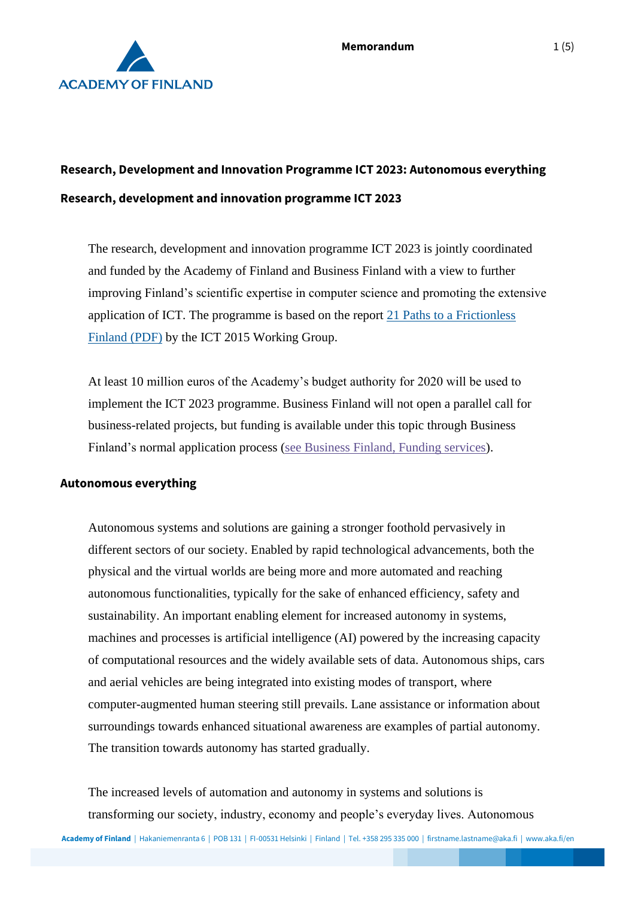# Research, Development and Innovation Programme ICT 2023: Autonomous everything

## Research, development and innovation programme ICT 2023

The research, development and innovation programme ICT 2023 is jointly coordinated and funded by the Academy of Finland and Business Finland with a view to further improving Finland's scientific expertise in computer science and promoting the extensive application of ICT. The programme is based on the report [21 Paths to a Frictionless Finland (PDF)] by the ICT 2015 Working Group.

At least 10 million euros of the Academy's budget authority for 2020 will be used to implement the ICT 2023 programme. Business Finland will not open a parallel call for business-related projects, but funding is available under this topic through Business Finland's normal application process ([see Business Finland, Funding services]).

## Autonomous everything

Autonomous systems and solutions are gaining a stronger foothold pervasively in different sectors of our society. Enabled by rapid technological advancements, both the physical and the virtual worlds are being more and more automated and reaching autonomous functionalities, typically for the sake of enhanced efficiency, safety and sustainability. An important enabling element for increased autonomy in systems, machines and processes is artificial intelligence (AI) powered by the increasing capacity of computational resources and the widely available sets of data. Autonomous ships, cars and aerial vehicles are being integrated into existing modes of transport, where computer-augmented human steering still prevails. Lane assistance or information about surroundings towards enhanced situational awareness are examples of partial autonomy. The transition towards autonomy has started gradually.

The increased levels of automation and autonomy in systems and solutions is transforming our society, industry, economy and people's everyday lives. Autonomous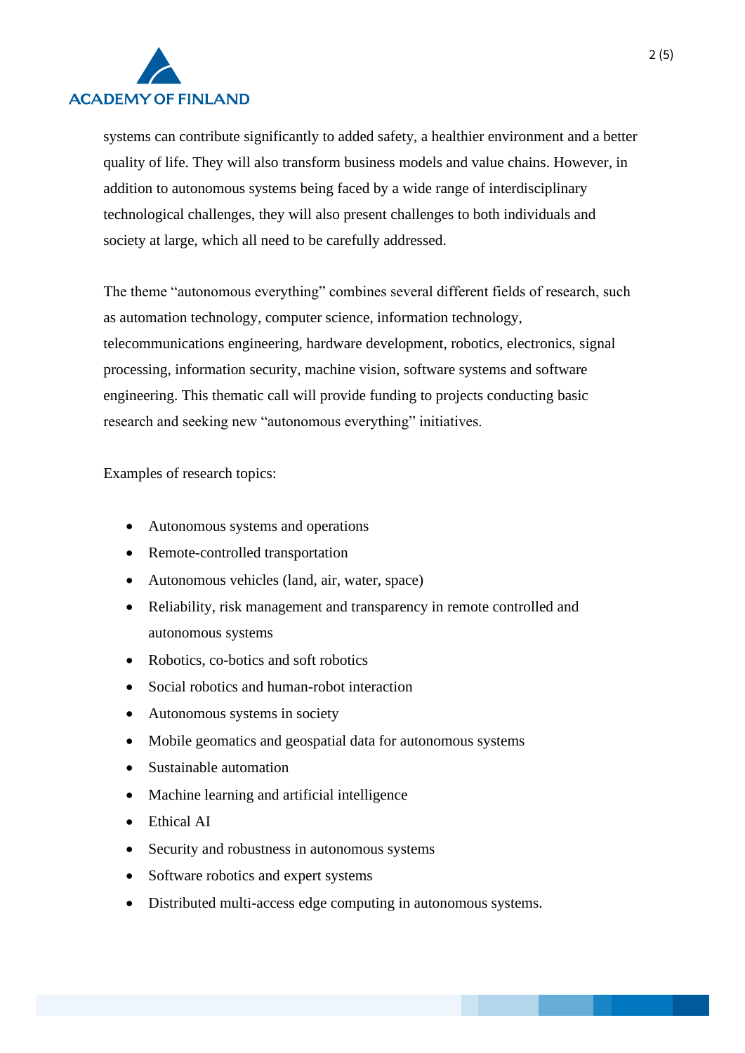systems can contribute significantly to added safety, a healthier environment and a better quality of life. They will also transform business models and value chains. However, in addition to autonomous systems being faced by a wide range of interdisciplinary technological challenges, they will also present challenges to both individuals and society at large, which all need to be carefully addressed.

The theme “autonomous everything” combines several different fields of research, such as automation technology, computer science, information technology, telecommunications engineering, hardware development, robotics, electronics, signal processing, information security, machine vision, software systems and software engineering. This thematic call will provide funding to projects conducting basic research and seeking new “autonomous everything” initiatives.

Examples of research topics:

- Autonomous systems and operations
- Remote-controlled transportation
- Autonomous vehicles (land, air, water, space)
- Reliability, risk management and transparency in remote controlled and autonomous systems
- Robotics, co-botics and soft robotics
- Social robotics and human-robot interaction
- Autonomous systems in society
- Mobile geomatics and geospatial data for autonomous systems
- Sustainable automation
- Machine learning and artificial intelligence
- Ethical AI
- Security and robustness in autonomous systems
- Software robotics and expert systems
- Distributed multi-access edge computing in autonomous systems.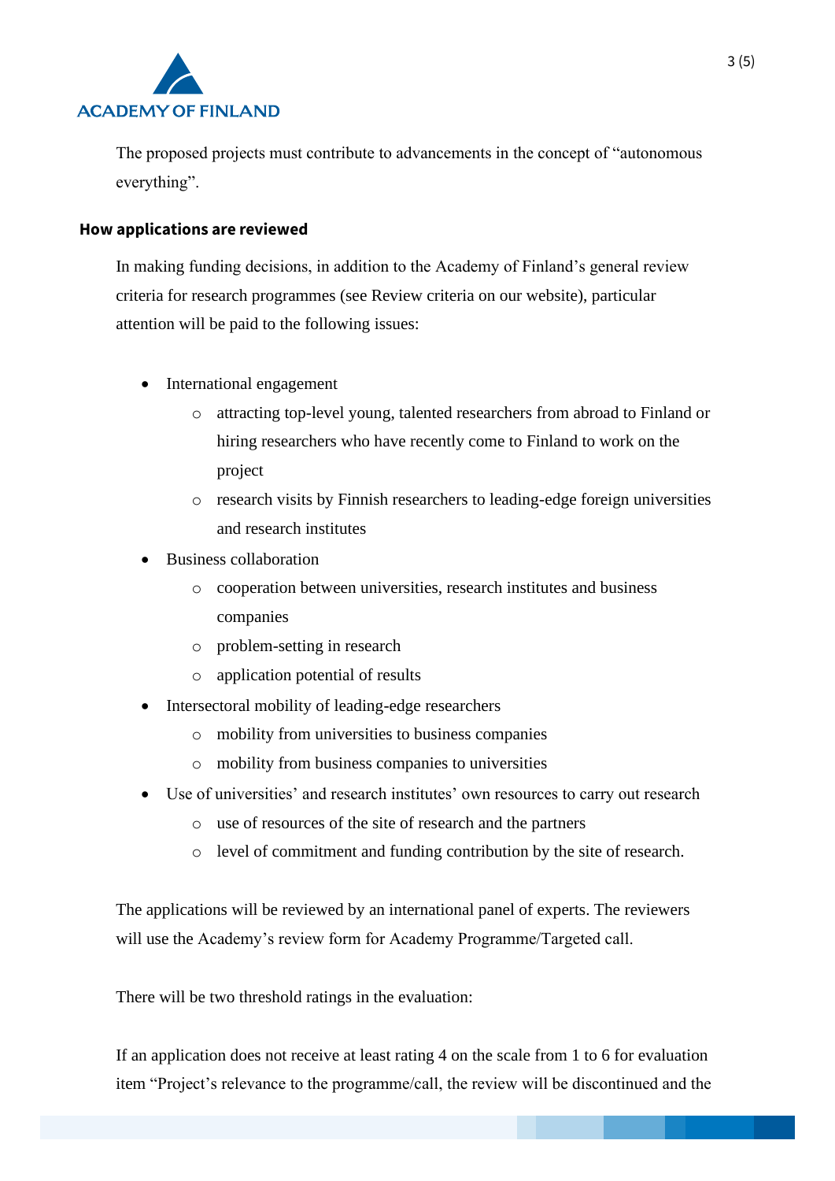The proposed projects must contribute to advancements in the concept of "autonomous everything".

## How applications are reviewed

In making funding decisions, in addition to the Academy of Finland's general review criteria for research programmes (see Review criteria on our website), particular attention will be paid to the following issues:

- International engagement
  - attracting top-level young, talented researchers from abroad to Finland or hiring researchers who have recently come to Finland to work on the project
  - research visits by Finnish researchers to leading-edge foreign universities and research institutes
- Business collaboration
  - cooperation between universities, research institutes and business companies
  - problem-setting in research
  - application potential of results
- Intersectoral mobility of leading-edge researchers
  - mobility from universities to business companies
  - mobility from business companies to universities
- Use of universities' and research institutes' own resources to carry out research
  - use of resources of the site of research and the partners
  - level of commitment and funding contribution by the site of research.

The applications will be reviewed by an international panel of experts. The reviewers will use the Academy's review form for Academy Programme/Targeted call.

There will be two threshold ratings in the evaluation:

If an application does not receive at least rating 4 on the scale from 1 to 6 for evaluation item "Project's relevance to the programme/call, the review will be discontinued and the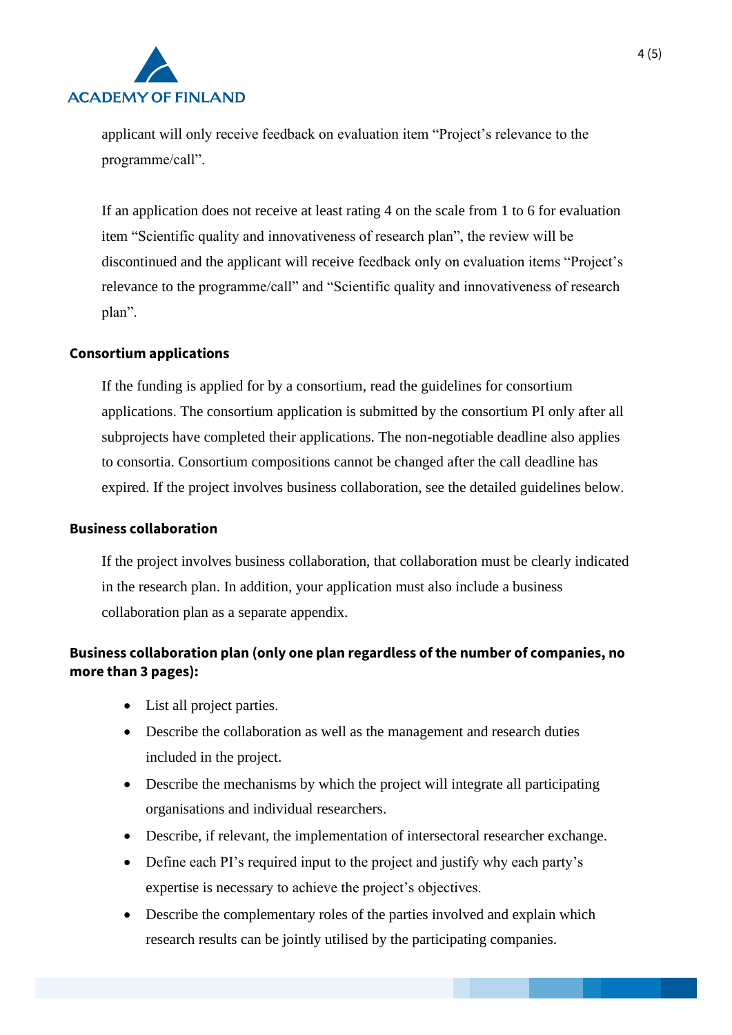applicant will only receive feedback on evaluation item “Project’s relevance to the programme/call”.

If an application does not receive at least rating 4 on the scale from 1 to 6 for evaluation item “Scientific quality and innovativeness of research plan”, the review will be discontinued and the applicant will receive feedback only on evaluation items “Project’s relevance to the programme/call” and “Scientific quality and innovativeness of research plan”.

### Consortium applications

If the funding is applied for by a consortium, read the guidelines for consortium applications. The consortium application is submitted by the consortium PI only after all subprojects have completed their applications. The non-negotiable deadline also applies to consortia. Consortium compositions cannot be changed after the call deadline has expired. If the project involves business collaboration, see the detailed guidelines below.

### Business collaboration

If the project involves business collaboration, that collaboration must be clearly indicated in the research plan. In addition, your application must also include a business collaboration plan as a separate appendix.

### Business collaboration plan (only one plan regardless of the number of companies, no more than 3 pages):

- List all project parties.
- Describe the collaboration as well as the management and research duties included in the project.
- Describe the mechanisms by which the project will integrate all participating organisations and individual researchers.
- Describe, if relevant, the implementation of intersectoral researcher exchange.
- Define each PI’s required input to the project and justify why each party’s expertise is necessary to achieve the project’s objectives.
- Describe the complementary roles of the parties involved and explain which research results can be jointly utilised by the participating companies.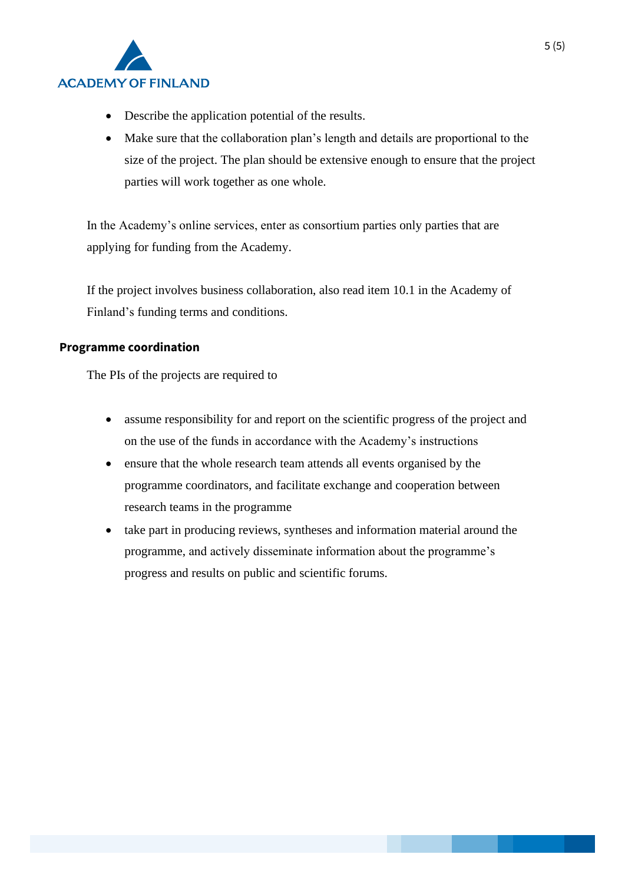- Describe the application potential of the results.
- Make sure that the collaboration plan's length and details are proportional to the size of the project. The plan should be extensive enough to ensure that the project parties will work together as one whole.

In the Academy's online services, enter as consortium parties only parties that are applying for funding from the Academy.

If the project involves business collaboration, also read item 10.1 in the Academy of Finland's funding terms and conditions.

## Programme coordination

The PIs of the projects are required to

- assume responsibility for and report on the scientific progress of the project and on the use of the funds in accordance with the Academy's instructions
- ensure that the whole research team attends all events organised by the programme coordinators, and facilitate exchange and cooperation between research teams in the programme
- take part in producing reviews, syntheses and information material around the programme, and actively disseminate information about the programme's progress and results on public and scientific forums.